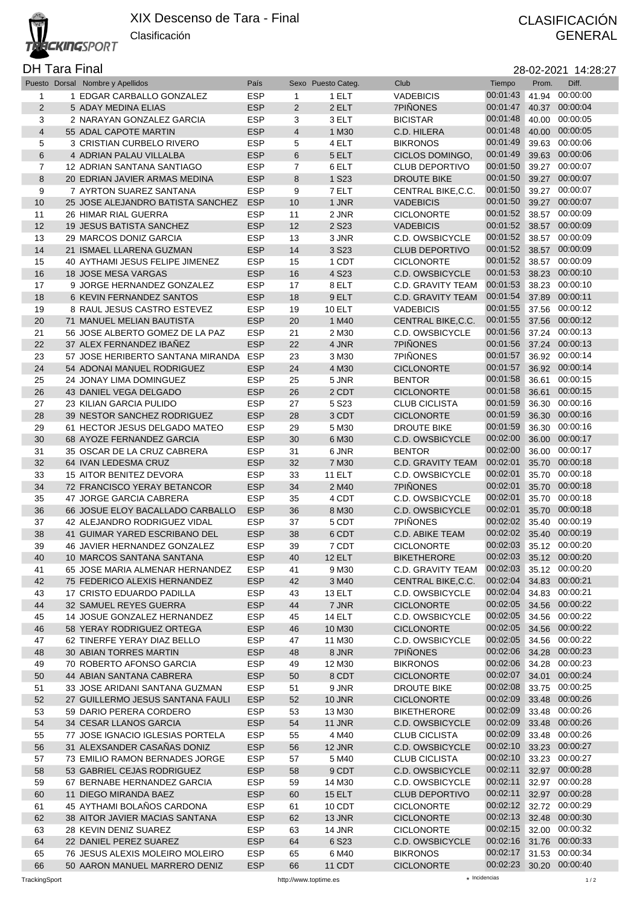# XIX Descenso de Tara - Final

Clasificación

**CLASIFICACIÓN GENERAL**

## DH Tara Final

28-02-2021 14:28:27

| Puesto | Dorsal | Nombre y Apellidos | País | Sexo | Puesto Categ. | Club | Tiempo | Prom. | Diff. |
|---|---|---|---|---|---|---|---|---|---|
| 1 | 1 | EDGAR CARBALLO GONZALEZ | ESP | 1 | 1 ELT | VADEBICIS | 00:01:43 | 41.94 | 00:00:00 |
| 2 | 5 | ADAY MEDINA ELIAS | ESP | 2 | 2 ELT | 7PIÑONES | 00:01:47 | 40.37 | 00:00:04 |
| 3 | 2 | NARAYAN GONZALEZ GARCIA | ESP | 3 | 3 ELT | BICISTAR | 00:01:48 | 40.00 | 00:00:05 |
| 4 | 55 | ADAL CAPOTE MARTIN | ESP | 4 | 1 M30 | C.D. HILERA | 00:01:48 | 40.00 | 00:00:05 |
| 5 | 3 | CRISTIAN CURBELO RIVERO | ESP | 5 | 4 ELT | BIKRONOS | 00:01:49 | 39.63 | 00:00:06 |
| 6 | 4 | ADRIAN PALAU VILLALBA | ESP | 6 | 5 ELT | CICLOS DOMINGO, | 00:01:49 | 39.63 | 00:00:06 |
| 7 | 12 | ADRIAN SANTANA SANTIAGO | ESP | 7 | 6 ELT | CLUB DEPORTIVO | 00:01:50 | 39.27 | 00:00:07 |
| 8 | 20 | EDRIAN JAVIER ARMAS MEDINA | ESP | 8 | 1 S23 | DROUTE BIKE | 00:01:50 | 39.27 | 00:00:07 |
| 9 | 7 | AYRTON SUAREZ SANTANA | ESP | 9 | 7 ELT | CENTRAL BIKE,C.C. | 00:01:50 | 39.27 | 00:00:07 |
| 10 | 25 | JOSE ALEJANDRO BATISTA SANCHEZ | ESP | 10 | 1 JNR | VADEBICIS | 00:01:50 | 39.27 | 00:00:07 |
| 11 | 26 | HIMAR RIAL GUERRA | ESP | 11 | 2 JNR | CICLONORTE | 00:01:52 | 38.57 | 00:00:09 |
| 12 | 19 | JESUS BATISTA SANCHEZ | ESP | 12 | 2 S23 | VADEBICIS | 00:01:52 | 38.57 | 00:00:09 |
| 13 | 29 | MARCOS DONIZ GARCIA | ESP | 13 | 3 JNR | C.D. OWSBICYCLE | 00:01:52 | 38.57 | 00:00:09 |
| 14 | 21 | ISMAEL LLARENA GUZMAN | ESP | 14 | 3 S23 | CLUB DEPORTIVO | 00:01:52 | 38.57 | 00:00:09 |
| 15 | 40 | AYTHAMI JESUS FELIPE JIMENEZ | ESP | 15 | 1 CDT | CICLONORTE | 00:01:52 | 38.57 | 00:00:09 |
| 16 | 18 | JOSE MESA VARGAS | ESP | 16 | 4 S23 | C.D. OWSBICYCLE | 00:01:53 | 38.23 | 00:00:10 |
| 17 | 9 | JORGE HERNANDEZ GONZALEZ | ESP | 17 | 8 ELT | C.D. GRAVITY TEAM | 00:01:53 | 38.23 | 00:00:10 |
| 18 | 6 | KEVIN FERNANDEZ SANTOS | ESP | 18 | 9 ELT | C.D. GRAVITY TEAM | 00:01:54 | 37.89 | 00:00:11 |
| 19 | 8 | RAUL JESUS CASTRO ESTEVEZ | ESP | 19 | 10 ELT | VADEBICIS | 00:01:55 | 37.56 | 00:00:12 |
| 20 | 71 | MANUEL MELIAN BAUTISTA | ESP | 20 | 1 M40 | CENTRAL BIKE,C.C. | 00:01:55 | 37.56 | 00:00:12 |
| 21 | 56 | JOSE ALBERTO GOMEZ DE LA PAZ | ESP | 21 | 2 M30 | C.D. OWSBICYCLE | 00:01:56 | 37.24 | 00:00:13 |
| 22 | 37 | ALEX FERNANDEZ IBAÑEZ | ESP | 22 | 4 JNR | 7PIÑONES | 00:01:56 | 37.24 | 00:00:13 |
| 23 | 57 | JOSE HERIBERTO SANTANA MIRANDA | ESP | 23 | 3 M30 | 7PIÑONES | 00:01:57 | 36.92 | 00:00:14 |
| 24 | 54 | ADONAI MANUEL RODRIGUEZ | ESP | 24 | 4 M30 | CICLONORTE | 00:01:57 | 36.92 | 00:00:14 |
| 25 | 24 | JONAY LIMA DOMINGUEZ | ESP | 25 | 5 JNR | BENTOR | 00:01:58 | 36.61 | 00:00:15 |
| 26 | 43 | DANIEL VEGA DELGADO | ESP | 26 | 2 CDT | CICLONORTE | 00:01:58 | 36.61 | 00:00:15 |
| 27 | 23 | KILIAN GARCIA PULIDO | ESP | 27 | 5 S23 | CLUB CICLISTA | 00:01:59 | 36.30 | 00:00:16 |
| 28 | 39 | NESTOR SANCHEZ RODRIGUEZ | ESP | 28 | 3 CDT | CICLONORTE | 00:01:59 | 36.30 | 00:00:16 |
| 29 | 61 | HECTOR JESUS DELGADO MATEO | ESP | 29 | 5 M30 | DROUTE BIKE | 00:01:59 | 36.30 | 00:00:16 |
| 30 | 68 | AYOZE FERNANDEZ GARCIA | ESP | 30 | 6 M30 | C.D. OWSBICYCLE | 00:02:00 | 36.00 | 00:00:17 |
| 31 | 35 | OSCAR DE LA CRUZ CABRERA | ESP | 31 | 6 JNR | BENTOR | 00:02:00 | 36.00 | 00:00:17 |
| 32 | 64 | IVAN LEDESMA CRUZ | ESP | 32 | 7 M30 | C.D. GRAVITY TEAM | 00:02:01 | 35.70 | 00:00:18 |
| 33 | 15 | AITOR BENITEZ DEVORA | ESP | 33 | 11 ELT | C.D. OWSBICYCLE | 00:02:01 | 35.70 | 00:00:18 |
| 34 | 72 | FRANCISCO YERAY BETANCOR | ESP | 34 | 2 M40 | 7PIÑONES | 00:02:01 | 35.70 | 00:00:18 |
| 35 | 47 | JORGE GARCIA CABRERA | ESP | 35 | 4 CDT | C.D. OWSBICYCLE | 00:02:01 | 35.70 | 00:00:18 |
| 36 | 66 | JOSUE ELOY BACALLADO CARBALLO | ESP | 36 | 8 M30 | C.D. OWSBICYCLE | 00:02:01 | 35.70 | 00:00:18 |
| 37 | 42 | ALEJANDRO RODRIGUEZ VIDAL | ESP | 37 | 5 CDT | 7PIÑONES | 00:02:02 | 35.40 | 00:00:19 |
| 38 | 41 | GUIMAR YARED ESCRIBANO DEL | ESP | 38 | 6 CDT | C.D. ABIKE TEAM | 00:02:02 | 35.40 | 00:00:19 |
| 39 | 46 | JAVIER HERNANDEZ GONZALEZ | ESP | 39 | 7 CDT | CICLONORTE | 00:02:03 | 35.12 | 00:00:20 |
| 40 | 10 | MARCOS SANTANA SANTANA | ESP | 40 | 12 ELT | BIKETHERORE | 00:02:03 | 35.12 | 00:00:20 |
| 41 | 65 | JOSE MARIA ALMENAR HERNANDEZ | ESP | 41 | 9 M30 | C.D. GRAVITY TEAM | 00:02:03 | 35.12 | 00:00:20 |
| 42 | 75 | FEDERICO ALEXIS HERNANDEZ | ESP | 42 | 3 M40 | CENTRAL BIKE,C.C. | 00:02:04 | 34.83 | 00:00:21 |
| 43 | 17 | CRISTO EDUARDO PADILLA | ESP | 43 | 13 ELT | C.D. OWSBICYCLE | 00:02:04 | 34.83 | 00:00:21 |
| 44 | 32 | SAMUEL REYES GUERRA | ESP | 44 | 7 JNR | CICLONORTE | 00:02:05 | 34.56 | 00:00:22 |
| 45 | 14 | JOSUE GONZALEZ HERNANDEZ | ESP | 45 | 14 ELT | C.D. OWSBICYCLE | 00:02:05 | 34.56 | 00:00:22 |
| 46 | 58 | YERAY RODRIGUEZ ORTEGA | ESP | 46 | 10 M30 | CICLONORTE | 00:02:05 | 34.56 | 00:00:22 |
| 47 | 62 | TINERFE YERAY DIAZ BELLO | ESP | 47 | 11 M30 | C.D. OWSBICYCLE | 00:02:05 | 34.56 | 00:00:22 |
| 48 | 30 | ABIAN TORRES MARTIN | ESP | 48 | 8 JNR | 7PIÑONES | 00:02:06 | 34.28 | 00:00:23 |
| 49 | 70 | ROBERTO AFONSO GARCIA | ESP | 49 | 12 M30 | BIKRONOS | 00:02:06 | 34.28 | 00:00:23 |
| 50 | 44 | ABIAN SANTANA CABRERA | ESP | 50 | 8 CDT | CICLONORTE | 00:02:07 | 34.01 | 00:00:24 |
| 51 | 33 | JOSE ARIDANI SANTANA GUZMAN | ESP | 51 | 9 JNR | DROUTE BIKE | 00:02:08 | 33.75 | 00:00:25 |
| 52 | 27 | GUILLERMO JESUS SANTANA FAULI | ESP | 52 | 10 JNR | CICLONORTE | 00:02:09 | 33.48 | 00:00:26 |
| 53 | 59 | DARIO PERERA CORDERO | ESP | 53 | 13 M30 | BIKETHERORE | 00:02:09 | 33.48 | 00:00:26 |
| 54 | 34 | CESAR LLANOS GARCIA | ESP | 54 | 11 JNR | C.D. OWSBICYCLE | 00:02:09 | 33.48 | 00:00:26 |
| 55 | 77 | JOSE IGNACIO IGLESIAS PORTELA | ESP | 55 | 4 M40 | CLUB CICLISTA | 00:02:09 | 33.48 | 00:00:26 |
| 56 | 31 | ALEXSANDER CASAÑAS DONIZ | ESP | 56 | 12 JNR | C.D. OWSBICYCLE | 00:02:10 | 33.23 | 00:00:27 |
| 57 | 73 | EMILIO RAMON BERNADES JORGE | ESP | 57 | 5 M40 | CLUB CICLISTA | 00:02:10 | 33.23 | 00:00:27 |
| 58 | 53 | GABRIEL CEJAS RODRIGUEZ | ESP | 58 | 9 CDT | C.D. OWSBICYCLE | 00:02:11 | 32.97 | 00:00:28 |
| 59 | 67 | BERNABE HERNANDEZ GARCIA | ESP | 59 | 14 M30 | C.D. OWSBICYCLE | 00:02:11 | 32.97 | 00:00:28 |
| 60 | 11 | DIEGO MIRANDA BAEZ | ESP | 60 | 15 ELT | CLUB DEPORTIVO | 00:02:11 | 32.97 | 00:00:28 |
| 61 | 45 | AYTHAMI BOLAÑOS CARDONA | ESP | 61 | 10 CDT | CICLONORTE | 00:02:12 | 32.72 | 00:00:29 |
| 62 | 38 | AITOR JAVIER MACIAS SANTANA | ESP | 62 | 13 JNR | CICLONORTE | 00:02:13 | 32.48 | 00:00:30 |
| 63 | 28 | KEVIN DENIZ SUAREZ | ESP | 63 | 14 JNR | CICLONORTE | 00:02:15 | 32.00 | 00:00:32 |
| 64 | 22 | DANIEL PEREZ SUAREZ | ESP | 64 | 6 S23 | C.D. OWSBICYCLE | 00:02:16 | 31.76 | 00:00:33 |
| 65 | 76 | JESUS ALEXIS MOLEIRO MOLEIRO | ESP | 65 | 6 M40 | BIKRONOS | 00:02:17 | 31.53 | 00:00:34 |
| 66 | 50 | AARON MANUEL MARRERO DENIZ | ESP | 66 | 11 CDT | CICLONORTE | 00:02:23 | 30.20 | 00:00:40 |

TrackingSport http://www.toptime.es * Incidencias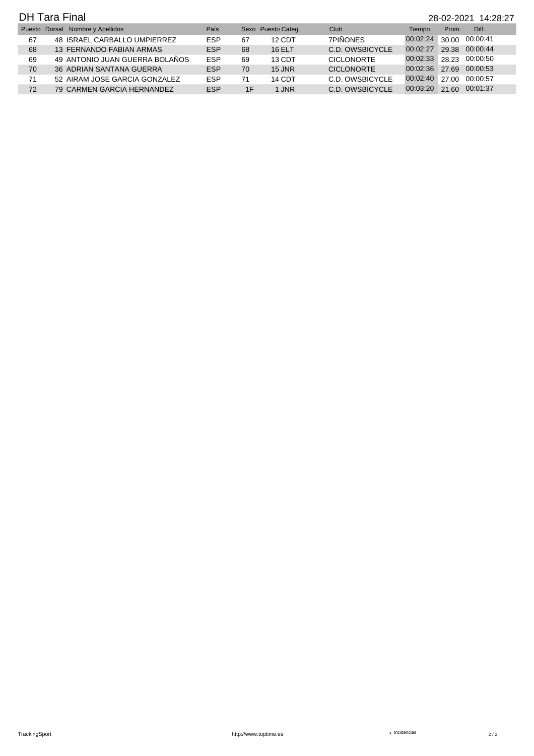## DH Tara Final

28-02-2021 14:28:27

| Puesto | Dorsal | Nombre y Apellidos | País | Sexo | Puesto Categ. | Club | Tiempo | Prom. | Diff. |
|---|---|---|---|---|---|---|---|---|---|
| 67 | 48 | ISRAEL CARBALLO UMPIERREZ | ESP | 67 | 12 CDT | 7PIÑONES | 00:02:24 | 30.00 | 00:00:41 |
| 68 | 13 | FERNANDO FABIAN ARMAS | ESP | 68 | 16 ELT | C.D. OWSBICYCLE | 00:02:27 | 29.38 | 00:00:44 |
| 69 | 49 | ANTONIO JUAN GUERRA BOLAÑOS | ESP | 69 | 13 CDT | CICLONORTE | 00:02:33 | 28.23 | 00:00:50 |
| 70 | 36 | ADRIAN SANTANA GUERRA | ESP | 70 | 15 JNR | CICLONORTE | 00:02:36 | 27.69 | 00:00:53 |
| 71 | 52 | AIRAM JOSE GARCIA GONZALEZ | ESP | 71 | 14 CDT | C.D. OWSBICYCLE | 00:02:40 | 27.00 | 00:00:57 |
| 72 | 79 | CARMEN GARCIA HERNANDEZ | ESP | 1F | 1 JNR | C.D. OWSBICYCLE | 00:03:20 | 21.60 | 00:01:37 |

TrackingSport http://www.toptime.es ⋆ Incidencias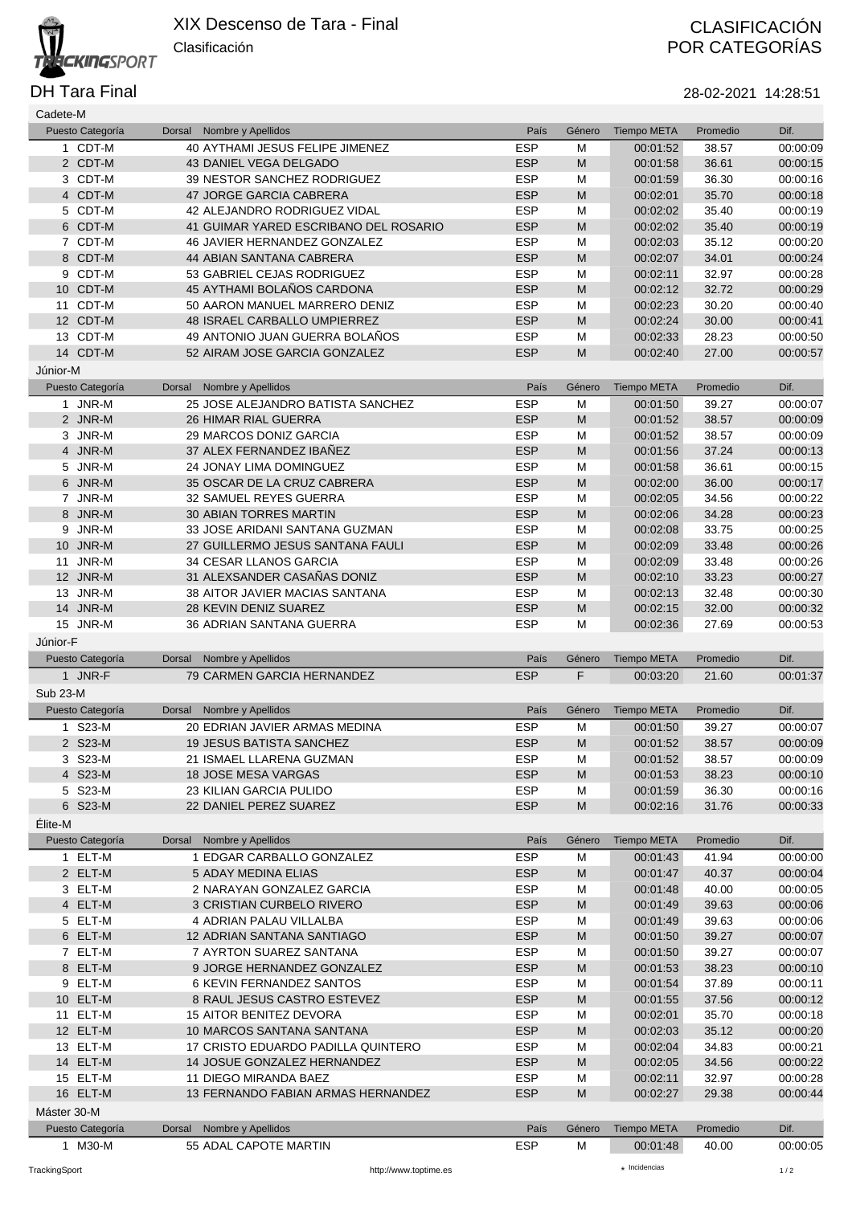# XIX Descenso de Tara - Final

Clasificación

CLASIFICACIÓN POR CATEGORÍAS

## DH Tara Final

28-02-2021 14:28:51

### Cadete-M

| Puesto | Categoría | Dorsal | Nombre y Apellidos | País | Género | Tiempo META | Promedio | Dif. |
|---|---|---|---|---|---|---|---|---|
| 1 | CDT-M | 40 | AYTHAMI JESUS FELIPE JIMENEZ | ESP | M | 00:01:52 | 38.57 | 00:00:09 |
| 2 | CDT-M | 43 | DANIEL VEGA DELGADO | ESP | M | 00:01:58 | 36.61 | 00:00:15 |
| 3 | CDT-M | 39 | NESTOR SANCHEZ RODRIGUEZ | ESP | M | 00:01:59 | 36.30 | 00:00:16 |
| 4 | CDT-M | 47 | JORGE GARCIA CABRERA | ESP | M | 00:02:01 | 35.70 | 00:00:18 |
| 5 | CDT-M | 42 | ALEJANDRO RODRIGUEZ VIDAL | ESP | M | 00:02:02 | 35.40 | 00:00:19 |
| 6 | CDT-M | 41 | GUIMAR YARED ESCRIBANO DEL ROSARIO | ESP | M | 00:02:02 | 35.40 | 00:00:19 |
| 7 | CDT-M | 46 | JAVIER HERNANDEZ GONZALEZ | ESP | M | 00:02:03 | 35.12 | 00:00:20 |
| 8 | CDT-M | 44 | ABIAN SANTANA CABRERA | ESP | M | 00:02:07 | 34.01 | 00:00:24 |
| 9 | CDT-M | 53 | GABRIEL CEJAS RODRIGUEZ | ESP | M | 00:02:11 | 32.97 | 00:00:28 |
| 10 | CDT-M | 45 | AYTHAMI BOLAÑOS CARDONA | ESP | M | 00:02:12 | 32.72 | 00:00:29 |
| 11 | CDT-M | 50 | AARON MANUEL MARRERO DENIZ | ESP | M | 00:02:23 | 30.20 | 00:00:40 |
| 12 | CDT-M | 48 | ISRAEL CARBALLO UMPIERREZ | ESP | M | 00:02:24 | 30.00 | 00:00:41 |
| 13 | CDT-M | 49 | ANTONIO JUAN GUERRA BOLAÑOS | ESP | M | 00:02:33 | 28.23 | 00:00:50 |
| 14 | CDT-M | 52 | AIRAM JOSE GARCIA GONZALEZ | ESP | M | 00:02:40 | 27.00 | 00:00:57 |

### Júnior-M

| Puesto | Categoría | Dorsal | Nombre y Apellidos | País | Género | Tiempo META | Promedio | Dif. |
|---|---|---|---|---|---|---|---|---|
| 1 | JNR-M | 25 | JOSE ALEJANDRO BATISTA SANCHEZ | ESP | M | 00:01:50 | 39.27 | 00:00:07 |
| 2 | JNR-M | 26 | HIMAR RIAL GUERRA | ESP | M | 00:01:52 | 38.57 | 00:00:09 |
| 3 | JNR-M | 29 | MARCOS DONIZ GARCIA | ESP | M | 00:01:52 | 38.57 | 00:00:09 |
| 4 | JNR-M | 37 | ALEX FERNANDEZ IBAÑEZ | ESP | M | 00:01:56 | 37.24 | 00:00:13 |
| 5 | JNR-M | 24 | JONAY LIMA DOMINGUEZ | ESP | M | 00:01:58 | 36.61 | 00:00:15 |
| 6 | JNR-M | 35 | OSCAR DE LA CRUZ CABRERA | ESP | M | 00:02:00 | 36.00 | 00:00:17 |
| 7 | JNR-M | 32 | SAMUEL REYES GUERRA | ESP | M | 00:02:05 | 34.56 | 00:00:22 |
| 8 | JNR-M | 30 | ABIAN TORRES MARTIN | ESP | M | 00:02:06 | 34.28 | 00:00:23 |
| 9 | JNR-M | 33 | JOSE ARIDANI SANTANA GUZMAN | ESP | M | 00:02:08 | 33.75 | 00:00:25 |
| 10 | JNR-M | 27 | GUILLERMO JESUS SANTANA FAULI | ESP | M | 00:02:09 | 33.48 | 00:00:26 |
| 11 | JNR-M | 34 | CESAR LLANOS GARCIA | ESP | M | 00:02:09 | 33.48 | 00:00:26 |
| 12 | JNR-M | 31 | ALEXSANDER CASAÑAS DONIZ | ESP | M | 00:02:10 | 33.23 | 00:00:27 |
| 13 | JNR-M | 38 | AITOR JAVIER MACIAS SANTANA | ESP | M | 00:02:13 | 32.48 | 00:00:30 |
| 14 | JNR-M | 28 | KEVIN DENIZ SUAREZ | ESP | M | 00:02:15 | 32.00 | 00:00:32 |
| 15 | JNR-M | 36 | ADRIAN SANTANA GUERRA | ESP | M | 00:02:36 | 27.69 | 00:00:53 |

### Júnior-F

| Puesto | Categoría | Dorsal | Nombre y Apellidos | País | Género | Tiempo META | Promedio | Dif. |
|---|---|---|---|---|---|---|---|---|
| 1 | JNR-F | 79 | CARMEN GARCIA HERNANDEZ | ESP | F | 00:03:20 | 21.60 | 00:01:37 |

### Sub 23-M

| Puesto | Categoría | Dorsal | Nombre y Apellidos | País | Género | Tiempo META | Promedio | Dif. |
|---|---|---|---|---|---|---|---|---|
| 1 | S23-M | 20 | EDRIAN JAVIER ARMAS MEDINA | ESP | M | 00:01:50 | 39.27 | 00:00:07 |
| 2 | S23-M | 19 | JESUS BATISTA SANCHEZ | ESP | M | 00:01:52 | 38.57 | 00:00:09 |
| 3 | S23-M | 21 | ISMAEL LLARENA GUZMAN | ESP | M | 00:01:52 | 38.57 | 00:00:09 |
| 4 | S23-M | 18 | JOSE MESA VARGAS | ESP | M | 00:01:53 | 38.23 | 00:00:10 |
| 5 | S23-M | 23 | KILIAN GARCIA PULIDO | ESP | M | 00:01:59 | 36.30 | 00:00:16 |
| 6 | S23-M | 22 | DANIEL PEREZ SUAREZ | ESP | M | 00:02:16 | 31.76 | 00:00:33 |

### Élite-M

| Puesto | Categoría | Dorsal | Nombre y Apellidos | País | Género | Tiempo META | Promedio | Dif. |
|---|---|---|---|---|---|---|---|---|
| 1 | ELT-M | 1 | EDGAR CARBALLO GONZALEZ | ESP | M | 00:01:43 | 41.94 | 00:00:00 |
| 2 | ELT-M | 5 | ADAY MEDINA ELIAS | ESP | M | 00:01:47 | 40.37 | 00:00:04 |
| 3 | ELT-M | 2 | NARAYAN GONZALEZ GARCIA | ESP | M | 00:01:48 | 40.00 | 00:00:05 |
| 4 | ELT-M | 3 | CRISTIAN CURBELO RIVERO | ESP | M | 00:01:49 | 39.63 | 00:00:06 |
| 5 | ELT-M | 4 | ADRIAN PALAU VILLALBA | ESP | M | 00:01:49 | 39.63 | 00:00:06 |
| 6 | ELT-M | 12 | ADRIAN SANTANA SANTIAGO | ESP | M | 00:01:50 | 39.27 | 00:00:07 |
| 7 | ELT-M | 7 | AYRTON SUAREZ SANTANA | ESP | M | 00:01:50 | 39.27 | 00:00:07 |
| 8 | ELT-M | 9 | JORGE HERNANDEZ GONZALEZ | ESP | M | 00:01:53 | 38.23 | 00:00:10 |
| 9 | ELT-M | 6 | KEVIN FERNANDEZ SANTOS | ESP | M | 00:01:54 | 37.89 | 00:00:11 |
| 10 | ELT-M | 8 | RAUL JESUS CASTRO ESTEVEZ | ESP | M | 00:01:55 | 37.56 | 00:00:12 |
| 11 | ELT-M | 15 | AITOR BENITEZ DEVORA | ESP | M | 00:02:01 | 35.70 | 00:00:18 |
| 12 | ELT-M | 10 | MARCOS SANTANA SANTANA | ESP | M | 00:02:03 | 35.12 | 00:00:20 |
| 13 | ELT-M | 17 | CRISTO EDUARDO PADILLA QUINTERO | ESP | M | 00:02:04 | 34.83 | 00:00:21 |
| 14 | ELT-M | 14 | JOSUE GONZALEZ HERNANDEZ | ESP | M | 00:02:05 | 34.56 | 00:00:22 |
| 15 | ELT-M | 11 | DIEGO MIRANDA BAEZ | ESP | M | 00:02:11 | 32.97 | 00:00:28 |
| 16 | ELT-M | 13 | FERNANDO FABIAN ARMAS HERNANDEZ | ESP | M | 00:02:27 | 29.38 | 00:00:44 |

### Máster 30-M

| Puesto | Categoría | Dorsal | Nombre y Apellidos | País | Género | Tiempo META | Promedio | Dif. |
|---|---|---|---|---|---|---|---|---|
| 1 | M30-M | 55 | ADAL CAPOTE MARTIN | ESP | M | 00:01:48 | 40.00 | 00:00:05 |

TrackingSport http://www.toptime.es * Incidencias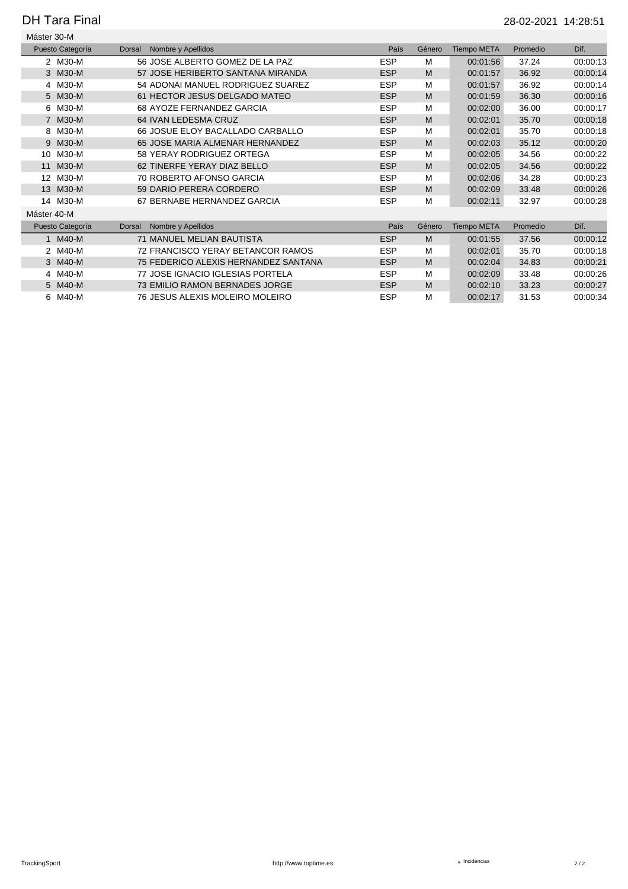# DH Tara Final

28-02-2021 14:28:51

## Máster 30-M

| Puesto | Categoría | Dorsal | Nombre y Apellidos | País | Género | Tiempo META | Promedio | Dif. |
|---|---|---|---|---|---|---|---|---|
| 2 | M30-M | 56 | JOSE ALBERTO GOMEZ DE LA PAZ | ESP | M | 00:01:56 | 37.24 | 00:00:13 |
| 3 | M30-M | 57 | JOSE HERIBERTO SANTANA MIRANDA | ESP | M | 00:01:57 | 36.92 | 00:00:14 |
| 4 | M30-M | 54 | ADONAI MANUEL RODRIGUEZ SUAREZ | ESP | M | 00:01:57 | 36.92 | 00:00:14 |
| 5 | M30-M | 61 | HECTOR JESUS DELGADO MATEO | ESP | M | 00:01:59 | 36.30 | 00:00:16 |
| 6 | M30-M | 68 | AYOZE FERNANDEZ GARCIA | ESP | M | 00:02:00 | 36.00 | 00:00:17 |
| 7 | M30-M | 64 | IVAN LEDESMA CRUZ | ESP | M | 00:02:01 | 35.70 | 00:00:18 |
| 8 | M30-M | 66 | JOSUE ELOY BACALLADO CARBALLO | ESP | M | 00:02:01 | 35.70 | 00:00:18 |
| 9 | M30-M | 65 | JOSE MARIA ALMENAR HERNANDEZ | ESP | M | 00:02:03 | 35.12 | 00:00:20 |
| 10 | M30-M | 58 | YERAY RODRIGUEZ ORTEGA | ESP | M | 00:02:05 | 34.56 | 00:00:22 |
| 11 | M30-M | 62 | TINERFE YERAY DIAZ BELLO | ESP | M | 00:02:05 | 34.56 | 00:00:22 |
| 12 | M30-M | 70 | ROBERTO AFONSO GARCIA | ESP | M | 00:02:06 | 34.28 | 00:00:23 |
| 13 | M30-M | 59 | DARIO PERERA CORDERO | ESP | M | 00:02:09 | 33.48 | 00:00:26 |
| 14 | M30-M | 67 | BERNABE HERNANDEZ GARCIA | ESP | M | 00:02:11 | 32.97 | 00:00:28 |

## Máster 40-M

| Puesto | Categoría | Dorsal | Nombre y Apellidos | País | Género | Tiempo META | Promedio | Dif. |
|---|---|---|---|---|---|---|---|---|
| 1 | M40-M | 71 | MANUEL MELIAN BAUTISTA | ESP | M | 00:01:55 | 37.56 | 00:00:12 |
| 2 | M40-M | 72 | FRANCISCO YERAY BETANCOR RAMOS | ESP | M | 00:02:01 | 35.70 | 00:00:18 |
| 3 | M40-M | 75 | FEDERICO ALEXIS HERNANDEZ SANTANA | ESP | M | 00:02:04 | 34.83 | 00:00:21 |
| 4 | M40-M | 77 | JOSE IGNACIO IGLESIAS PORTELA | ESP | M | 00:02:09 | 33.48 | 00:00:26 |
| 5 | M40-M | 73 | EMILIO RAMON BERNADES JORGE | ESP | M | 00:02:10 | 33.23 | 00:00:27 |
| 6 | M40-M | 76 | JESUS ALEXIS MOLEIRO MOLEIRO | ESP | M | 00:02:17 | 31.53 | 00:00:34 |

TrackingSport http://www.toptime.es ⋆ Incidencias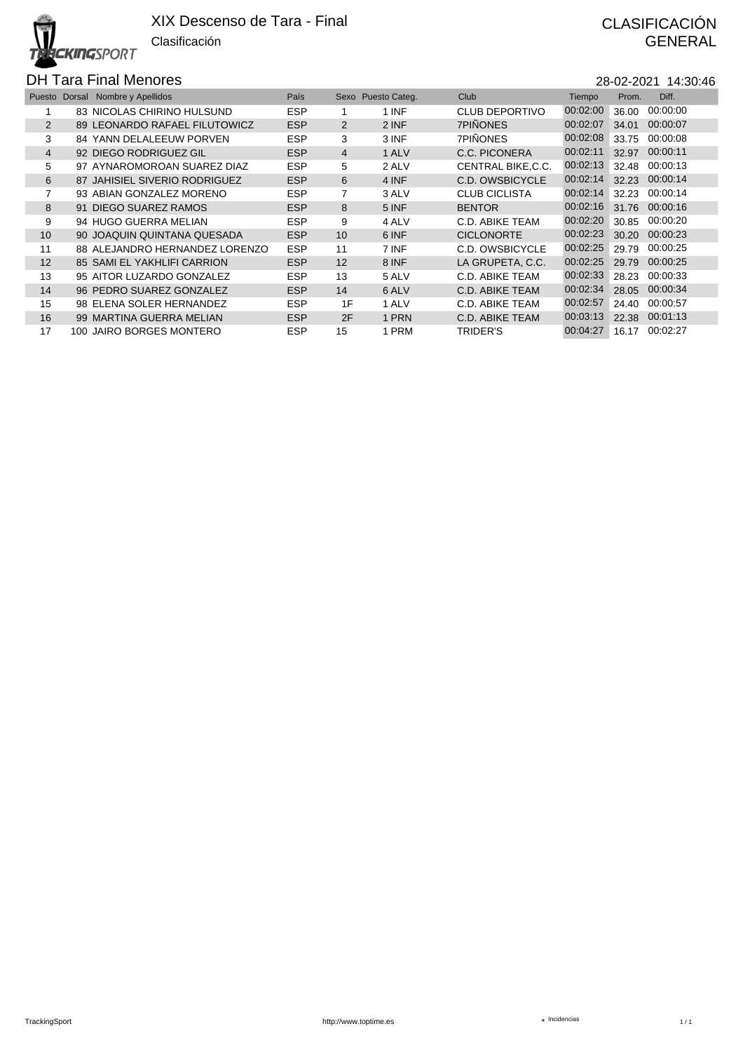# XIX Descenso de Tara - Final

Clasificación

CLASIFICACIÓN GENERAL

## DH Tara Final Menores

28-02-2021 14:30:46

| Puesto | Dorsal | Nombre y Apellidos | País | Sexo | Puesto Categ. | Club | Tiempo | Prom. | Diff. |
|---|---|---|---|---|---|---|---|---|---|
| 1 | 83 | NICOLAS CHIRINO HULSUND | ESP | 1 | 1 INF | CLUB DEPORTIVO | 00:02:00 | 36.00 | 00:00:00 |
| 2 | 89 | LEONARDO RAFAEL FILUTOWICZ | ESP | 2 | 2 INF | 7PIÑONES | 00:02:07 | 34.01 | 00:00:07 |
| 3 | 84 | YANN DELALEEUW PORVEN | ESP | 3 | 3 INF | 7PIÑONES | 00:02:08 | 33.75 | 00:00:08 |
| 4 | 92 | DIEGO RODRIGUEZ GIL | ESP | 4 | 1 ALV | C.C. PICONERA | 00:02:11 | 32.97 | 00:00:11 |
| 5 | 97 | AYNAROMOROAN SUAREZ DIAZ | ESP | 5 | 2 ALV | CENTRAL BIKE,C.C. | 00:02:13 | 32.48 | 00:00:13 |
| 6 | 87 | JAHISIEL SIVERIO RODRIGUEZ | ESP | 6 | 4 INF | C.D. OWSBICYCLE | 00:02:14 | 32.23 | 00:00:14 |
| 7 | 93 | ABIAN GONZALEZ MORENO | ESP | 7 | 3 ALV | CLUB CICLISTA | 00:02:14 | 32.23 | 00:00:14 |
| 8 | 91 | DIEGO SUAREZ RAMOS | ESP | 8 | 5 INF | BENTOR | 00:02:16 | 31.76 | 00:00:16 |
| 9 | 94 | HUGO GUERRA MELIAN | ESP | 9 | 4 ALV | C.D. ABIKE TEAM | 00:02:20 | 30.85 | 00:00:20 |
| 10 | 90 | JOAQUIN QUINTANA QUESADA | ESP | 10 | 6 INF | CICLONORTE | 00:02:23 | 30.20 | 00:00:23 |
| 11 | 88 | ALEJANDRO HERNANDEZ LORENZO | ESP | 11 | 7 INF | C.D. OWSBICYCLE | 00:02:25 | 29.79 | 00:00:25 |
| 12 | 85 | SAMI EL YAKHLIFI CARRION | ESP | 12 | 8 INF | LA GRUPETA, C.C. | 00:02:25 | 29.79 | 00:00:25 |
| 13 | 95 | AITOR LUZARDO GONZALEZ | ESP | 13 | 5 ALV | C.D. ABIKE TEAM | 00:02:33 | 28.23 | 00:00:33 |
| 14 | 96 | PEDRO SUAREZ GONZALEZ | ESP | 14 | 6 ALV | C.D. ABIKE TEAM | 00:02:34 | 28.05 | 00:00:34 |
| 15 | 98 | ELENA SOLER HERNANDEZ | ESP | 1F | 1 ALV | C.D. ABIKE TEAM | 00:02:57 | 24.40 | 00:00:57 |
| 16 | 99 | MARTINA GUERRA MELIAN | ESP | 2F | 1 PRN | C.D. ABIKE TEAM | 00:03:13 | 22.38 | 00:01:13 |
| 17 | 100 | JAIRO BORGES MONTERO | ESP | 15 | 1 PRM | TRIDER'S | 00:04:27 | 16.17 | 00:02:27 |

TrackingSport http://www.toptime.es ⋆ Incidencias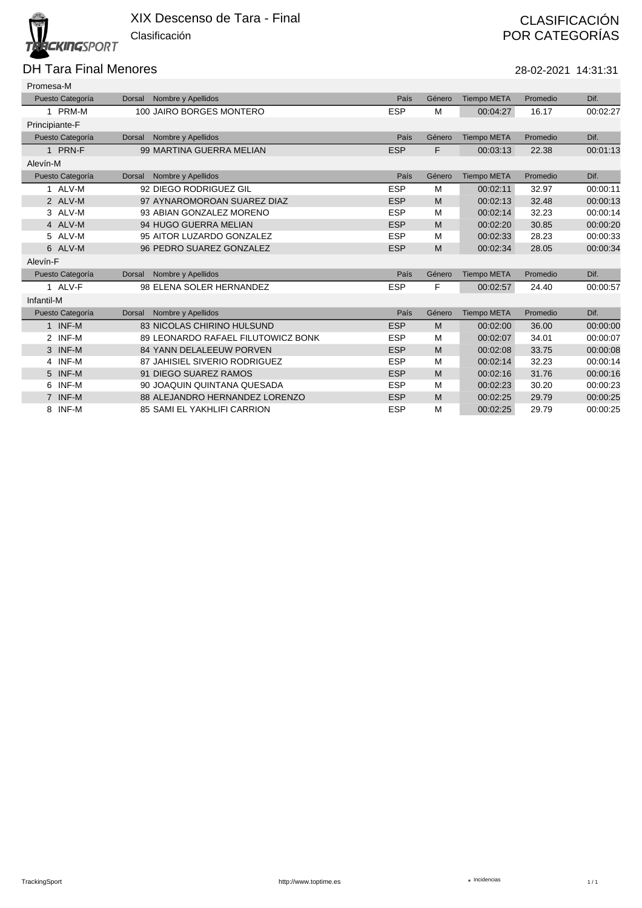# XIX Descenso de Tara - Final

Clasificación

**CLASIFICACIÓN POR CATEGORÍAS**

## DH Tara Final Menores

28-02-2021 14:31:31

### Promesa-M

| Puesto | Categoría | Dorsal | Nombre y Apellidos | País | Género | Tiempo META | Promedio | Dif. |
|---|---|---|---|---|---|---|---|---|
| 1 | PRM-M | 100 | JAIRO BORGES MONTERO | ESP | M | 00:04:27 | 16.17 | 00:02:27 |

### Principiante-F

| Puesto | Categoría | Dorsal | Nombre y Apellidos | País | Género | Tiempo META | Promedio | Dif. |
|---|---|---|---|---|---|---|---|---|
| 1 | PRN-F | 99 | MARTINA GUERRA MELIAN | ESP | F | 00:03:13 | 22.38 | 00:01:13 |

### Alevín-M

| Puesto | Categoría | Dorsal | Nombre y Apellidos | País | Género | Tiempo META | Promedio | Dif. |
|---|---|---|---|---|---|---|---|---|
| 1 | ALV-M | 92 | DIEGO RODRIGUEZ GIL | ESP | M | 00:02:11 | 32.97 | 00:00:11 |
| 2 | ALV-M | 97 | AYNAROMOROAN SUAREZ DIAZ | ESP | M | 00:02:13 | 32.48 | 00:00:13 |
| 3 | ALV-M | 93 | ABIAN GONZALEZ MORENO | ESP | M | 00:02:14 | 32.23 | 00:00:14 |
| 4 | ALV-M | 94 | HUGO GUERRA MELIAN | ESP | M | 00:02:20 | 30.85 | 00:00:20 |
| 5 | ALV-M | 95 | AITOR LUZARDO GONZALEZ | ESP | M | 00:02:33 | 28.23 | 00:00:33 |
| 6 | ALV-M | 96 | PEDRO SUAREZ GONZALEZ | ESP | M | 00:02:34 | 28.05 | 00:00:34 |

### Alevín-F

| Puesto | Categoría | Dorsal | Nombre y Apellidos | País | Género | Tiempo META | Promedio | Dif. |
|---|---|---|---|---|---|---|---|---|
| 1 | ALV-F | 98 | ELENA SOLER HERNANDEZ | ESP | F | 00:02:57 | 24.40 | 00:00:57 |

### Infantil-M

| Puesto | Categoría | Dorsal | Nombre y Apellidos | País | Género | Tiempo META | Promedio | Dif. |
|---|---|---|---|---|---|---|---|---|
| 1 | INF-M | 83 | NICOLAS CHIRINO HULSUND | ESP | M | 00:02:00 | 36.00 | 00:00:00 |
| 2 | INF-M | 89 | LEONARDO RAFAEL FILUTOWICZ BONK | ESP | M | 00:02:07 | 34.01 | 00:00:07 |
| 3 | INF-M | 84 | YANN DELALEEUW PORVEN | ESP | M | 00:02:08 | 33.75 | 00:00:08 |
| 4 | INF-M | 87 | JAHISIEL SIVERIO RODRIGUEZ | ESP | M | 00:02:14 | 32.23 | 00:00:14 |
| 5 | INF-M | 91 | DIEGO SUAREZ RAMOS | ESP | M | 00:02:16 | 31.76 | 00:00:16 |
| 6 | INF-M | 90 | JOAQUIN QUINTANA QUESADA | ESP | M | 00:02:23 | 30.20 | 00:00:23 |
| 7 | INF-M | 88 | ALEJANDRO HERNANDEZ LORENZO | ESP | M | 00:02:25 | 29.79 | 00:00:25 |
| 8 | INF-M | 85 | SAMI EL YAKHLIFI CARRION | ESP | M | 00:02:25 | 29.79 | 00:00:25 |

TrackingSport http://www.toptime.es ⋆ Incidencias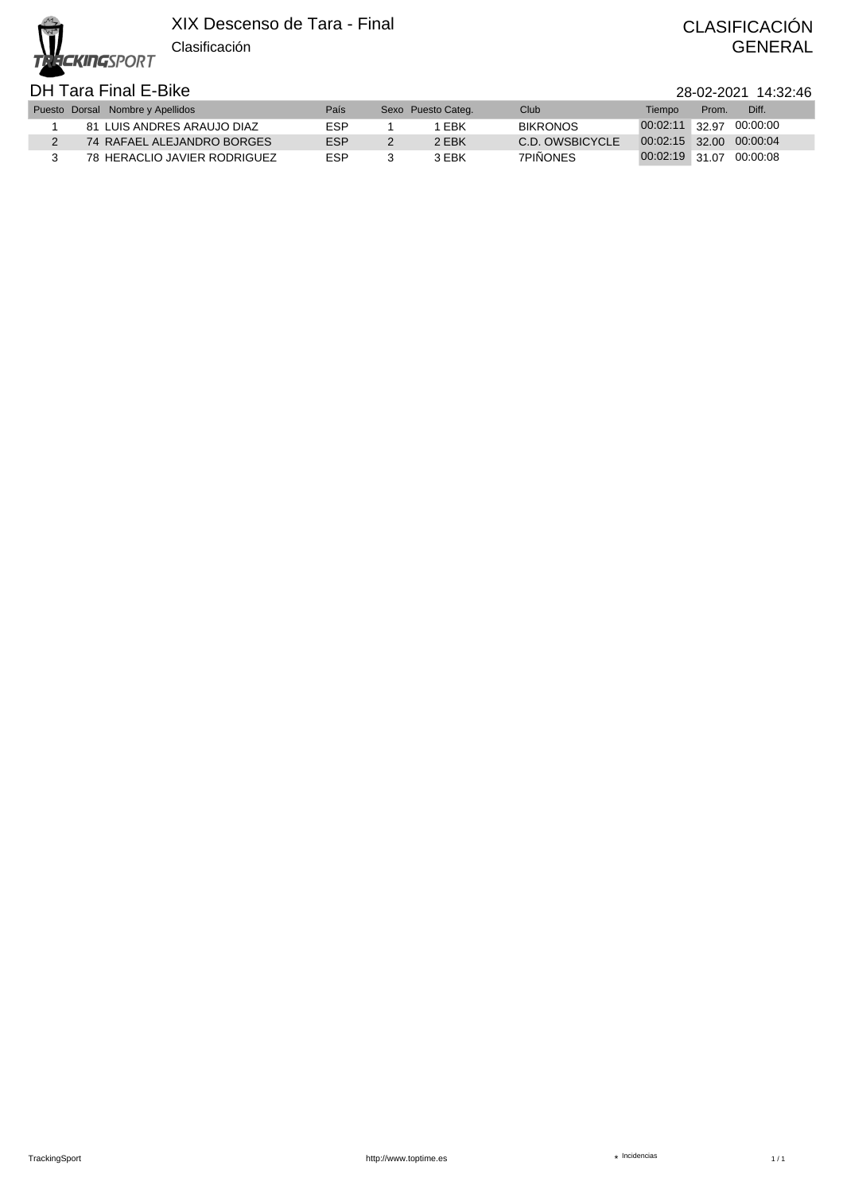# XIX Descenso de Tara - Final

Clasificación

CLASIFICACIÓN GENERAL

## DH Tara Final E-Bike

28-02-2021 14:32:46

| Puesto | Dorsal | Nombre y Apellidos | País | Sexo | Puesto Categ. | Club | Tiempo | Prom. | Diff. |
|---|---|---|---|---|---|---|---|---|---|
| 1 | 81 | LUIS ANDRES ARAUJO DIAZ | ESP | 1 | 1 EBK | BIKRONOS | 00:02:11 | 32.97 | 00:00:00 |
| 2 | 74 | RAFAEL ALEJANDRO BORGES | ESP | 2 | 2 EBK | C.D. OWSBICYCLE | 00:02:15 | 32.00 | 00:00:04 |
| 3 | 78 | HERACLIO JAVIER RODRIGUEZ | ESP | 3 | 3 EBK | 7PIÑONES | 00:02:19 | 31.07 | 00:00:08 |

TrackingSport http://www.toptime.es ★ Incidencias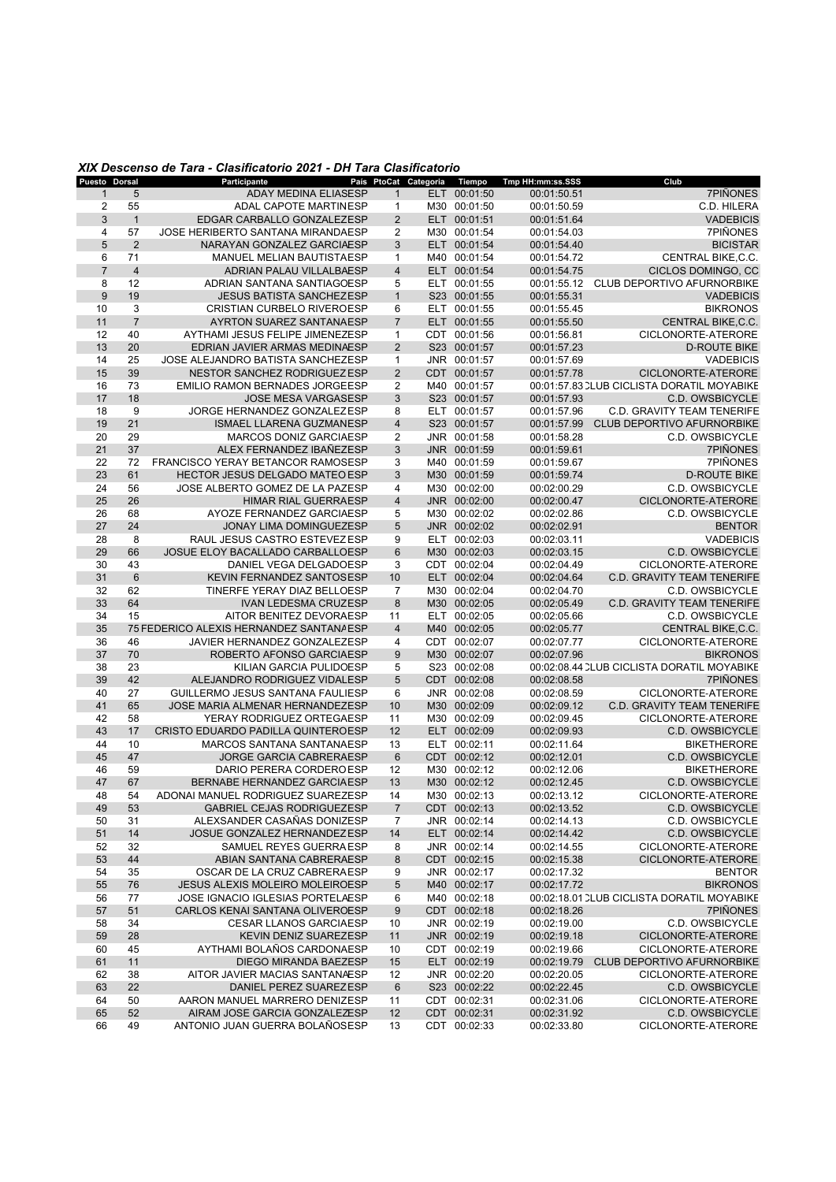### *XIX Descenso de Tara - Clasificatorio 2021 - DH Tara Clasificatorio*

| Puesto | Dorsal | Participante | País | PtoCat | Categoría | Tiempo | Tmp HH:mm:ss.SSS | Club |
|---|---|---|---|---|---|---|---|---|
| 1 | 5 | ADAY MEDINA ELIAS | ESP | 1 | ELT | 00:01:50 | 00:01:50.51 | 7PIÑONES |
| 2 | 55 | ADAL CAPOTE MARTIN | ESP | 1 | M30 | 00:01:50 | 00:01:50.59 | C.D. HILERA |
| 3 | 1 | EDGAR CARBALLO GONZALEZ | ESP | 2 | ELT | 00:01:51 | 00:01:51.64 | VADEBICIS |
| 4 | 57 | JOSE HERIBERTO SANTANA MIRANDA | ESP | 2 | M30 | 00:01:54 | 00:01:54.03 | 7PIÑONES |
| 5 | 2 | NARAYAN GONZALEZ GARCIA | ESP | 3 | ELT | 00:01:54 | 00:01:54.40 | BICISTAR |
| 6 | 71 | MANUEL MELIAN BAUTISTA | ESP | 1 | M40 | 00:01:54 | 00:01:54.72 | CENTRAL BIKE,C.C. |
| 7 | 4 | ADRIAN PALAU VILLALBA | ESP | 4 | ELT | 00:01:54 | 00:01:54.75 | CICLOS DOMINGO, CC |
| 8 | 12 | ADRIAN SANTANA SANTIAGO | ESP | 5 | ELT | 00:01:55 | 00:01:55.12 | CLUB DEPORTIVO AFURNORBIKE |
| 9 | 19 | JESUS BATISTA SANCHEZ | ESP | 1 | S23 | 00:01:55 | 00:01:55.31 | VADEBICIS |
| 10 | 3 | CRISTIAN CURBELO RIVERO | ESP | 6 | ELT | 00:01:55 | 00:01:55.45 | BIKRONOS |
| 11 | 7 | AYRTON SUAREZ SANTANA | ESP | 7 | ELT | 00:01:55 | 00:01:55.50 | CENTRAL BIKE,C.C. |
| 12 | 40 | AYTHAMI JESUS FELIPE JIMENEZ | ESP | 1 | CDT | 00:01:56 | 00:01:56.81 | CICLONORTE-ATERORE |
| 13 | 20 | EDRIAN JAVIER ARMAS MEDINA | ESP | 2 | S23 | 00:01:57 | 00:01:57.23 | D-ROUTE BIKE |
| 14 | 25 | JOSE ALEJANDRO BATISTA SANCHEZ | ESP | 1 | JNR | 00:01:57 | 00:01:57.69 | VADEBICIS |
| 15 | 39 | NESTOR SANCHEZ RODRIGUEZ | ESP | 2 | CDT | 00:01:57 | 00:01:57.78 | CICLONORTE-ATERORE |
| 16 | 73 | EMILIO RAMON BERNADES JORGE | ESP | 2 | M40 | 00:01:57 | 00:01:57.83 | CLUB CICLISTA DORATIL MOYABIKE |
| 17 | 18 | JOSE MESA VARGAS | ESP | 3 | S23 | 00:01:57 | 00:01:57.93 | C.D. OWSBICYCLE |
| 18 | 9 | JORGE HERNANDEZ GONZALEZ | ESP | 8 | ELT | 00:01:57 | 00:01:57.96 | C.D. GRAVITY TEAM TENERIFE |
| 19 | 21 | ISMAEL LLARENA GUZMAN | ESP | 4 | S23 | 00:01:57 | 00:01:57.99 | CLUB DEPORTIVO AFURNORBIKE |
| 20 | 29 | MARCOS DONIZ GARCIA | ESP | 2 | JNR | 00:01:58 | 00:01:58.28 | C.D. OWSBICYCLE |
| 21 | 37 | ALEX FERNANDEZ IBAÑEZ | ESP | 3 | JNR | 00:01:59 | 00:01:59.61 | 7PIÑONES |
| 22 | 72 | FRANCISCO YERAY BETANCOR RAMOS | ESP | 3 | M40 | 00:01:59 | 00:01:59.67 | 7PIÑONES |
| 23 | 61 | HECTOR JESUS DELGADO MATEO | ESP | 3 | M30 | 00:01:59 | 00:01:59.74 | D-ROUTE BIKE |
| 24 | 56 | JOSE ALBERTO GOMEZ DE LA PAZ | ESP | 4 | M30 | 00:02:00 | 00:02:00.29 | C.D. OWSBICYCLE |
| 25 | 26 | HIMAR RIAL GUERRA | ESP | 4 | JNR | 00:02:00 | 00:02:00.47 | CICLONORTE-ATERORE |
| 26 | 68 | AYOZE FERNANDEZ GARCIA | ESP | 5 | M30 | 00:02:02 | 00:02:02.86 | C.D. OWSBICYCLE |
| 27 | 24 | JONAY LIMA DOMINGUEZ | ESP | 5 | JNR | 00:02:02 | 00:02:02.91 | BENTOR |
| 28 | 8 | RAUL JESUS CASTRO ESTEVEZ | ESP | 9 | ELT | 00:02:03 | 00:02:03.11 | VADEBICIS |
| 29 | 66 | JOSUE ELOY BACALLADO CARBALLO | ESP | 6 | M30 | 00:02:03 | 00:02:03.15 | C.D. OWSBICYCLE |
| 30 | 43 | DANIEL VEGA DELGADO | ESP | 3 | CDT | 00:02:04 | 00:02:04.49 | CICLONORTE-ATERORE |
| 31 | 6 | KEVIN FERNANDEZ SANTOS | ESP | 10 | ELT | 00:02:04 | 00:02:04.64 | C.D. GRAVITY TEAM TENERIFE |
| 32 | 62 | TINERFE YERAY DIAZ BELLO | ESP | 7 | M30 | 00:02:04 | 00:02:04.70 | C.D. OWSBICYCLE |
| 33 | 64 | IVAN LEDESMA CRUZ | ESP | 8 | M30 | 00:02:05 | 00:02:05.49 | C.D. GRAVITY TEAM TENERIFE |
| 34 | 15 | AITOR BENITEZ DEVORA | ESP | 11 | ELT | 00:02:05 | 00:02:05.66 | C.D. OWSBICYCLE |
| 35 | 75 | FEDERICO ALEXIS HERNANDEZ SANTANA | ESP | 4 | M40 | 00:02:05 | 00:02:05.77 | CENTRAL BIKE,C.C. |
| 36 | 46 | JAVIER HERNANDEZ GONZALEZ | ESP | 4 | CDT | 00:02:07 | 00:02:07.77 | CICLONORTE-ATERORE |
| 37 | 70 | ROBERTO AFONSO GARCIA | ESP | 9 | M30 | 00:02:07 | 00:02:07.96 | BIKRONOS |
| 38 | 23 | KILIAN GARCIA PULIDO | ESP | 5 | S23 | 00:02:08 | 00:02:08.44 | CLUB CICLISTA DORATIL MOYABIKE |
| 39 | 42 | ALEJANDRO RODRIGUEZ VIDAL | ESP | 5 | CDT | 00:02:08 | 00:02:08.58 | 7PIÑONES |
| 40 | 27 | GUILLERMO JESUS SANTANA FAULI | ESP | 6 | JNR | 00:02:08 | 00:02:08.59 | CICLONORTE-ATERORE |
| 41 | 65 | JOSE MARIA ALMENAR HERNANDEZ | ESP | 10 | M30 | 00:02:09 | 00:02:09.12 | C.D. GRAVITY TEAM TENERIFE |
| 42 | 58 | YERAY RODRIGUEZ ORTEGA | ESP | 11 | M30 | 00:02:09 | 00:02:09.45 | CICLONORTE-ATERORE |
| 43 | 17 | CRISTO EDUARDO PADILLA QUINTERO | ESP | 12 | ELT | 00:02:09 | 00:02:09.93 | C.D. OWSBICYCLE |
| 44 | 10 | MARCOS SANTANA SANTANA | ESP | 13 | ELT | 00:02:11 | 00:02:11.64 | BIKETHERORE |
| 45 | 47 | JORGE GARCIA CABRERA | ESP | 6 | CDT | 00:02:12 | 00:02:12.01 | C.D. OWSBICYCLE |
| 46 | 59 | DARIO PERERA CORDERO | ESP | 12 | M30 | 00:02:12 | 00:02:12.06 | BIKETHERORE |
| 47 | 67 | BERNABE HERNANDEZ GARCIA | ESP | 13 | M30 | 00:02:12 | 00:02:12.45 | C.D. OWSBICYCLE |
| 48 | 54 | ADONAI MANUEL RODRIGUEZ SUAREZ | ESP | 14 | M30 | 00:02:13 | 00:02:13.12 | CICLONORTE-ATERORE |
| 49 | 53 | GABRIEL CEJAS RODRIGUEZ | ESP | 7 | CDT | 00:02:13 | 00:02:13.52 | C.D. OWSBICYCLE |
| 50 | 31 | ALEXSANDER CASAÑAS DONIZ | ESP | 7 | JNR | 00:02:14 | 00:02:14.13 | C.D. OWSBICYCLE |
| 51 | 14 | JOSUE GONZALEZ HERNANDEZ | ESP | 14 | ELT | 00:02:14 | 00:02:14.42 | C.D. OWSBICYCLE |
| 52 | 32 | SAMUEL REYES GUERRA | ESP | 8 | JNR | 00:02:14 | 00:02:14.55 | CICLONORTE-ATERORE |
| 53 | 44 | ABIAN SANTANA CABRERA | ESP | 8 | CDT | 00:02:15 | 00:02:15.38 | CICLONORTE-ATERORE |
| 54 | 35 | OSCAR DE LA CRUZ CABRERA | ESP | 9 | JNR | 00:02:17 | 00:02:17.32 | BENTOR |
| 55 | 76 | JESUS ALEXIS MOLEIRO MOLEIRO | ESP | 5 | M40 | 00:02:17 | 00:02:17.72 | BIKRONOS |
| 56 | 77 | JOSE IGNACIO IGLESIAS PORTELA | ESP | 6 | M40 | 00:02:18 | 00:02:18.01 | CLUB CICLISTA DORATIL MOYABIKE |
| 57 | 51 | CARLOS KENAI SANTANA OLIVERO | ESP | 9 | CDT | 00:02:18 | 00:02:18.26 | 7PIÑONES |
| 58 | 34 | CESAR LLANOS GARCIA | ESP | 10 | JNR | 00:02:19 | 00:02:19.00 | C.D. OWSBICYCLE |
| 59 | 28 | KEVIN DENIZ SUAREZ | ESP | 11 | JNR | 00:02:19 | 00:02:19.18 | CICLONORTE-ATERORE |
| 60 | 45 | AYTHAMI BOLAÑOS CARDONA | ESP | 10 | CDT | 00:02:19 | 00:02:19.66 | CICLONORTE-ATERORE |
| 61 | 11 | DIEGO MIRANDA BAEZ | ESP | 15 | ELT | 00:02:19 | 00:02:19.79 | CLUB DEPORTIVO AFURNORBIKE |
| 62 | 38 | AITOR JAVIER MACIAS SANTANA | ESP | 12 | JNR | 00:02:20 | 00:02:20.05 | CICLONORTE-ATERORE |
| 63 | 22 | DANIEL PEREZ SUAREZ | ESP | 6 | S23 | 00:02:22 | 00:02:22.45 | C.D. OWSBICYCLE |
| 64 | 50 | AARON MANUEL MARRERO DENIZ | ESP | 11 | CDT | 00:02:31 | 00:02:31.06 | CICLONORTE-ATERORE |
| 65 | 52 | AIRAM JOSE GARCIA GONZALEZ | ESP | 12 | CDT | 00:02:31 | 00:02:31.92 | C.D. OWSBICYCLE |
| 66 | 49 | ANTONIO JUAN GUERRA BOLAÑOS | ESP | 13 | CDT | 00:02:33 | 00:02:33.80 | CICLONORTE-ATERORE |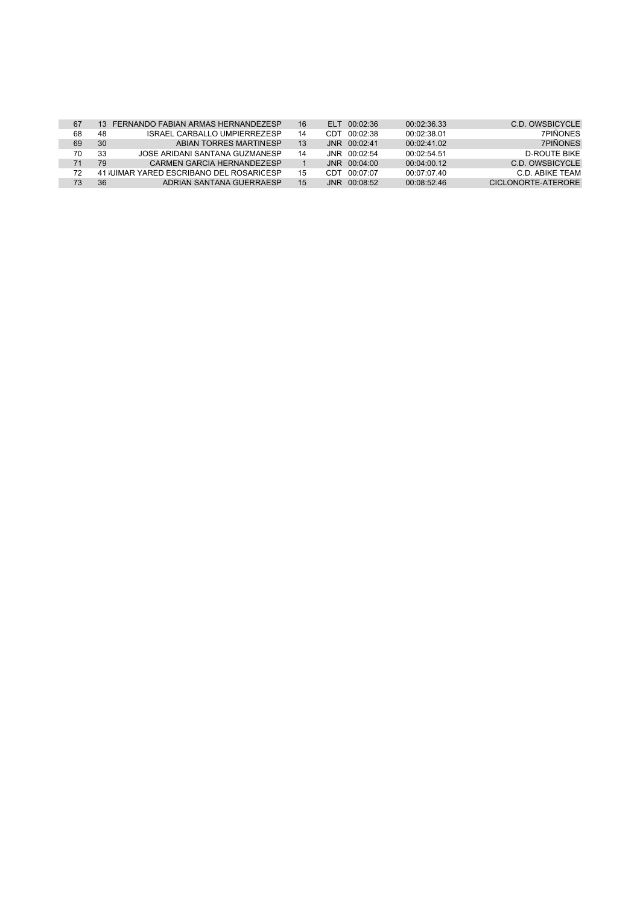| | | | | | | | | |
|---|---|---|---|---|---|---|---|---|
| 67 | 13 | FERNANDO FABIAN ARMAS HERNANDEZ | ESP | 16 | ELT | 00:02:36 | 00:02:36.33 | C.D. OWSBICYCLE |
| 68 | 48 | ISRAEL CARBALLO UMPIERREZ | ESP | 14 | CDT | 00:02:38 | 00:02:38.01 | 7PIÑONES |
| 69 | 30 | ABIAN TORRES MARTIN | ESP | 13 | JNR | 00:02:41 | 00:02:41.02 | 7PIÑONES |
| 70 | 33 | JOSE ARIDANI SANTANA GUZMAN | ESP | 14 | JNR | 00:02:54 | 00:02:54.51 | D-ROUTE BIKE |
| 71 | 79 | CARMEN GARCIA HERNANDEZ | ESP | 1 | JNR | 00:04:00 | 00:04:00.12 | C.D. OWSBICYCLE |
| 72 | 41 | ;UIMAR YARED ESCRIBANO DEL ROSARIC | ESP | 15 | CDT | 00:07:07 | 00:07:07.40 | C.D. ABIKE TEAM |
| 73 | 36 | ADRIAN SANTANA GUERRA | ESP | 15 | JNR | 00:08:52 | 00:08:52.46 | CICLONORTE-ATERORE |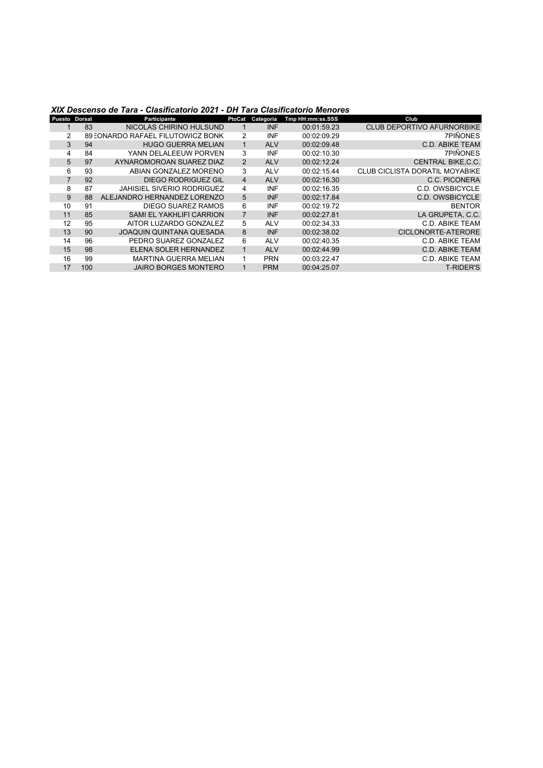## *XIX Descenso de Tara - Clasificatorio 2021 - DH Tara Clasificatorio Menores*

| Puesto | Dorsal | Participante | PtoCat | Categoria | Tmp HH:mm:ss.SSS | Club |
|---|---|---|---|---|---|---|
| 1 | 83 | NICOLAS CHIRINO HULSUND | 1 | INF | 00:01:59.23 | CLUB DEPORTIVO AFURNORBIKE |
| 2 | 89 | LEONARDO RAFAEL FILUTOWICZ BONK | 2 | INF | 00:02:09.29 | 7PIÑONES |
| 3 | 94 | HUGO GUERRA MELIAN | 1 | ALV | 00:02:09.48 | C.D. ABIKE TEAM |
| 4 | 84 | YANN DELALEEUW PORVEN | 3 | INF | 00:02:10.30 | 7PIÑONES |
| 5 | 97 | AYNAROMOROAN SUAREZ DIAZ | 2 | ALV | 00:02:12.24 | CENTRAL BIKE,C.C. |
| 6 | 93 | ABIAN GONZALEZ MORENO | 3 | ALV | 00:02:15.44 | CLUB CICLISTA DORATIL MOYABIKE |
| 7 | 92 | DIEGO RODRIGUEZ GIL | 4 | ALV | 00:02:16.30 | C.C. PICONERA |
| 8 | 87 | JAHISIEL SIVERIO RODRIGUEZ | 4 | INF | 00:02:16.35 | C.D. OWSBICYCLE |
| 9 | 88 | ALEJANDRO HERNANDEZ LORENZO | 5 | INF | 00:02:17.84 | C.D. OWSBICYCLE |
| 10 | 91 | DIEGO SUAREZ RAMOS | 6 | INF | 00:02:19.72 | BENTOR |
| 11 | 85 | SAMI EL YAKHLIFI CARRION | 7 | INF | 00:02:27.81 | LA GRUPETA, C.C. |
| 12 | 95 | AITOR LUZARDO GONZALEZ | 5 | ALV | 00:02:34.33 | C.D. ABIKE TEAM |
| 13 | 90 | JOAQUIN QUINTANA QUESADA | 8 | INF | 00:02:38.02 | CICLONORTE-ATERORE |
| 14 | 96 | PEDRO SUAREZ GONZALEZ | 6 | ALV | 00:02:40.35 | C.D. ABIKE TEAM |
| 15 | 98 | ELENA SOLER HERNANDEZ | 1 | ALV | 00:02:44.99 | C.D. ABIKE TEAM |
| 16 | 99 | MARTINA GUERRA MELIAN | 1 | PRN | 00:03:22.47 | C.D. ABIKE TEAM |
| 17 | 100 | JAIRO BORGES MONTERO | 1 | PRM | 00:04:25.07 | T-RIDER'S |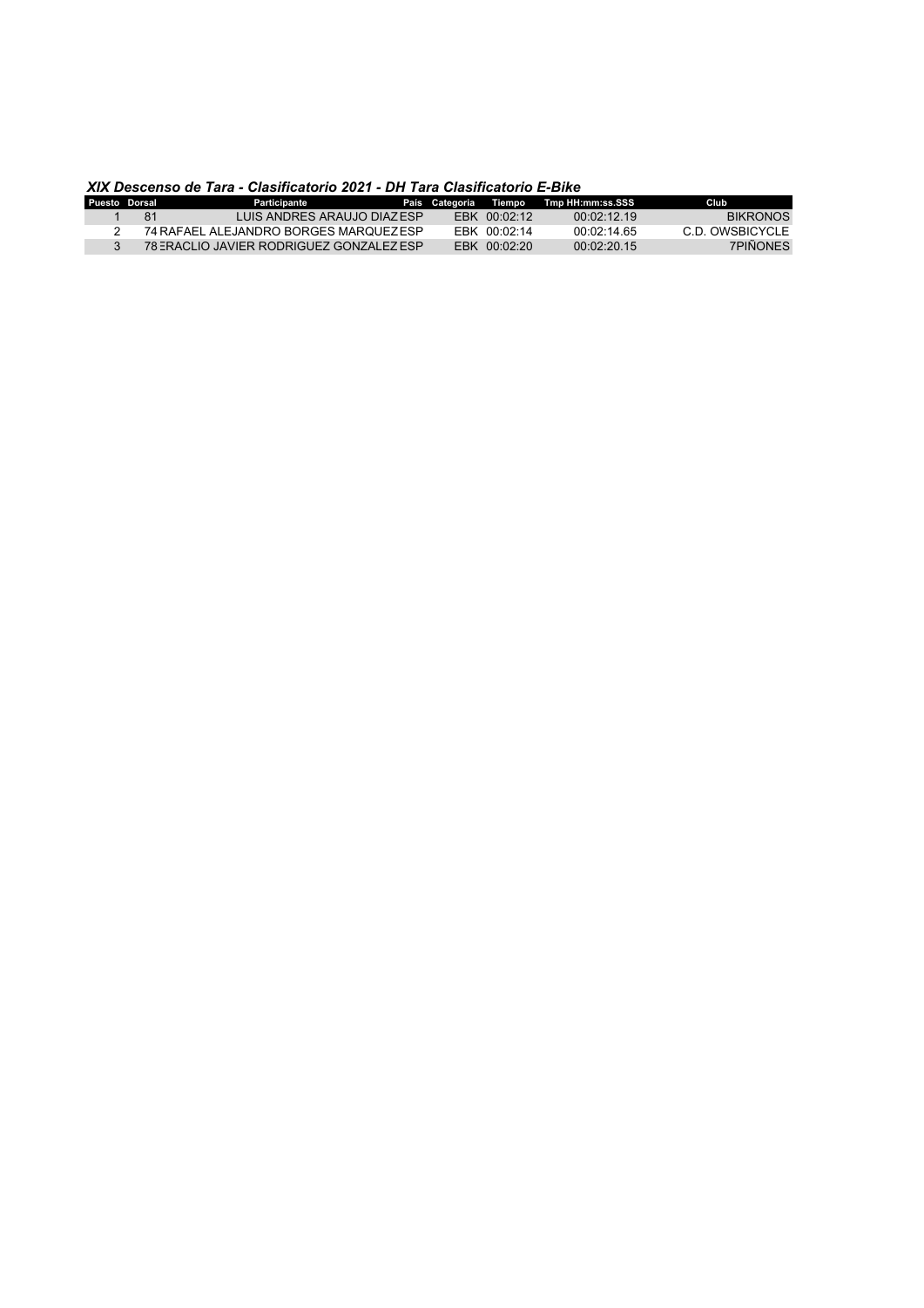***XIX Descenso de Tara - Clasificatorio 2021 - DH Tara Clasificatorio E-Bike***

| Puesto | Dorsal | Participante | País | Categoria | Tiempo | Tmp HH:mm:ss.SSS | Club |
|---|---|---|---|---|---|---|---|
| 1 | 81 | LUIS ANDRES ARAUJO DIAZ | ESP | EBK | 00:02:12 | 00:02:12.19 | BIKRONOS |
| 2 | 74 | RAFAEL ALEJANDRO BORGES MARQUEZ | ESP | EBK | 00:02:14 | 00:02:14.65 | C.D. OWSBICYCLE |
| 3 | 78 | ERACLIO JAVIER RODRIGUEZ GONZALEZ | ESP | EBK | 00:02:20 | 00:02:20.15 | 7PIÑONES |